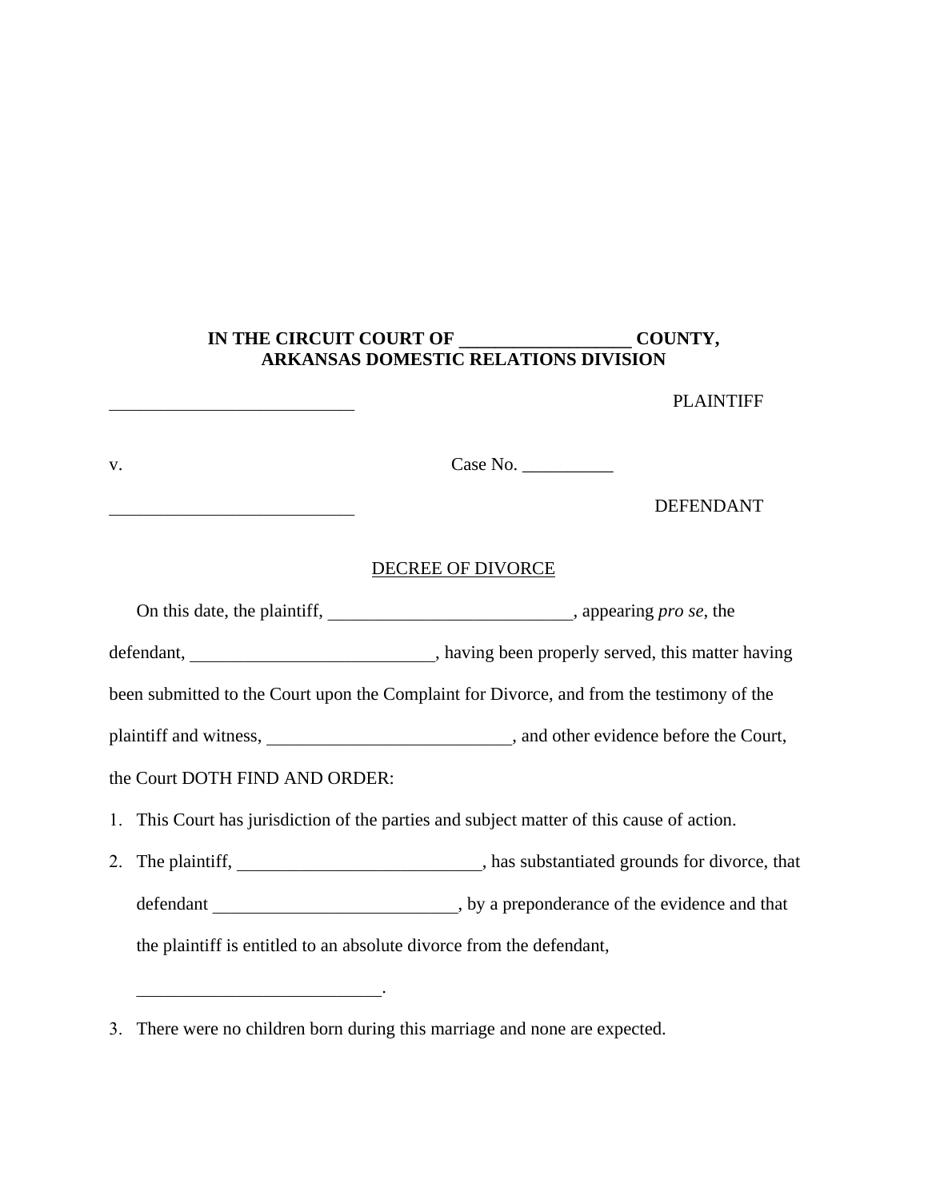**IN THE CIRCUIT COURT OF ___________________ COUNTY, ARKANSAS DOMESTIC RELATIONS DIVISION**

___________________________ PLAINTIFF

v. Case No. __________

___________________________ DEFENDANT

DECREE OF DIVORCE

On this date, the plaintiff, ___________________________, appearing *pro se*, the defendant, ___________________________, having been properly served, this matter having been submitted to the Court upon the Complaint for Divorce, and from the testimony of the plaintiff and witness, ___________________________, and other evidence before the Court, the Court DOTH FIND AND ORDER:

1. This Court has jurisdiction of the parties and subject matter of this cause of action.
2. The plaintiff, ___________________________, has substantiated grounds for divorce, that defendant ___________________________, by a preponderance of the evidence and that the plaintiff is entitled to an absolute divorce from the defendant, ___________________________.
3. There were no children born during this marriage and none are expected.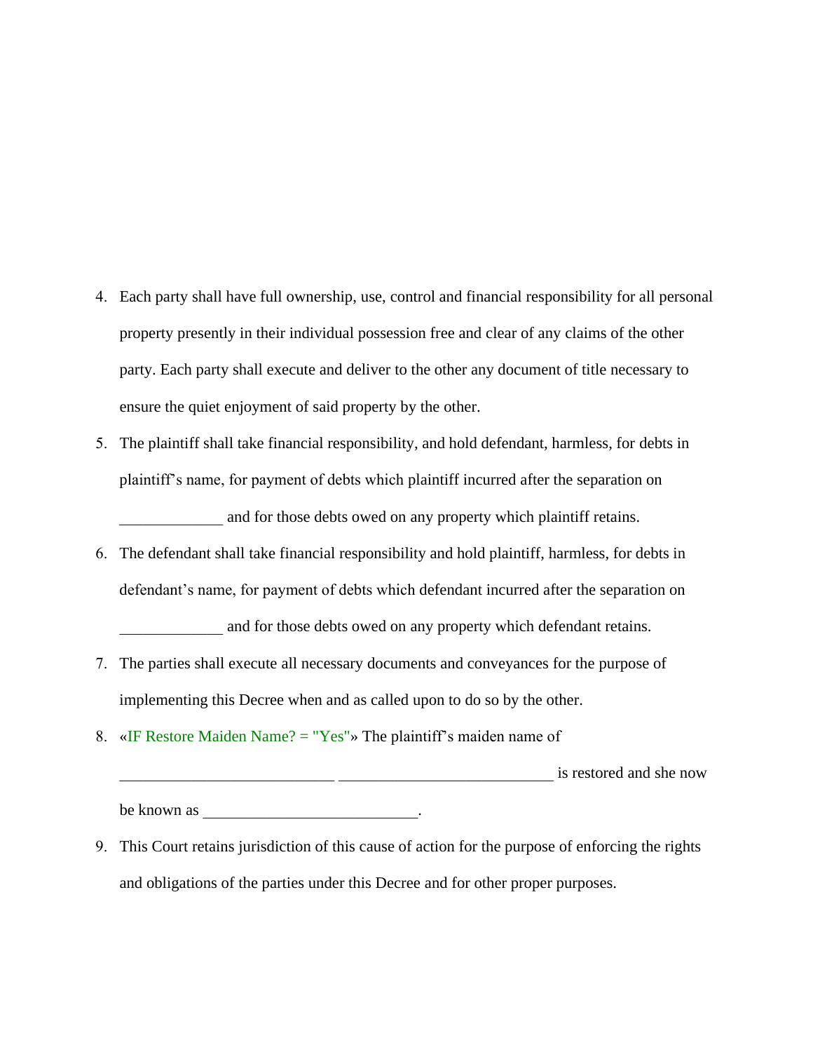4. Each party shall have full ownership, use, control and financial responsibility for all personal property presently in their individual possession free and clear of any claims of the other party. Each party shall execute and deliver to the other any document of title necessary to ensure the quiet enjoyment of said property by the other.
5. The plaintiff shall take financial responsibility, and hold defendant, harmless, for debts in plaintiff's name, for payment of debts which plaintiff incurred after the separation on _____________ and for those debts owed on any property which plaintiff retains.
6. The defendant shall take financial responsibility and hold plaintiff, harmless, for debts in defendant's name, for payment of debts which defendant incurred after the separation on _____________ and for those debts owed on any property which defendant retains.
7. The parties shall execute all necessary documents and conveyances for the purpose of implementing this Decree when and as called upon to do so by the other.
8. «IF Restore Maiden Name? = "Yes"» The plaintiff's maiden name of ___________________________ ___________________________ is restored and she now be known as ___________________________.
9. This Court retains jurisdiction of this cause of action for the purpose of enforcing the rights and obligations of the parties under this Decree and for other proper purposes.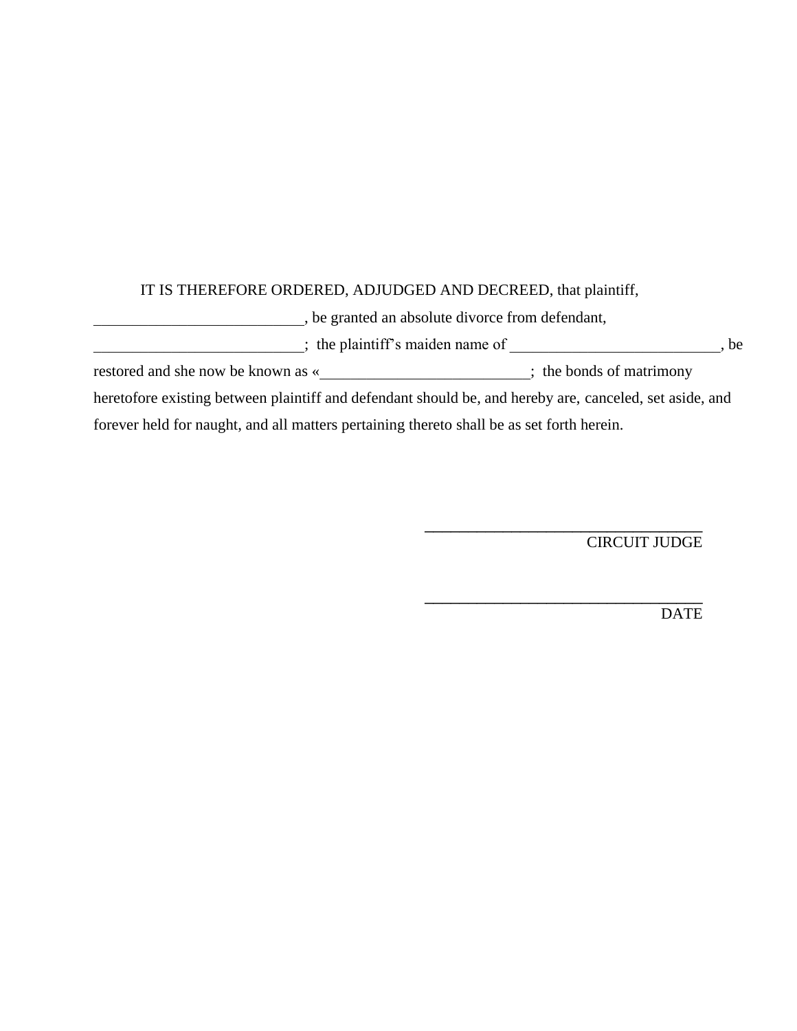IT IS THEREFORE ORDERED, ADJUDGED AND DECREED, that plaintiff, ___________________________, be granted an absolute divorce from defendant, ___________________________; the plaintiff's maiden name of ___________________________, be restored and she now be known as «___________________________; the bonds of matrimony heretofore existing between plaintiff and defendant should be, and hereby are, canceled, set aside, and forever held for naught, and all matters pertaining thereto shall be as set forth herein.

___________________________________
CIRCUIT JUDGE

___________________________________
DATE